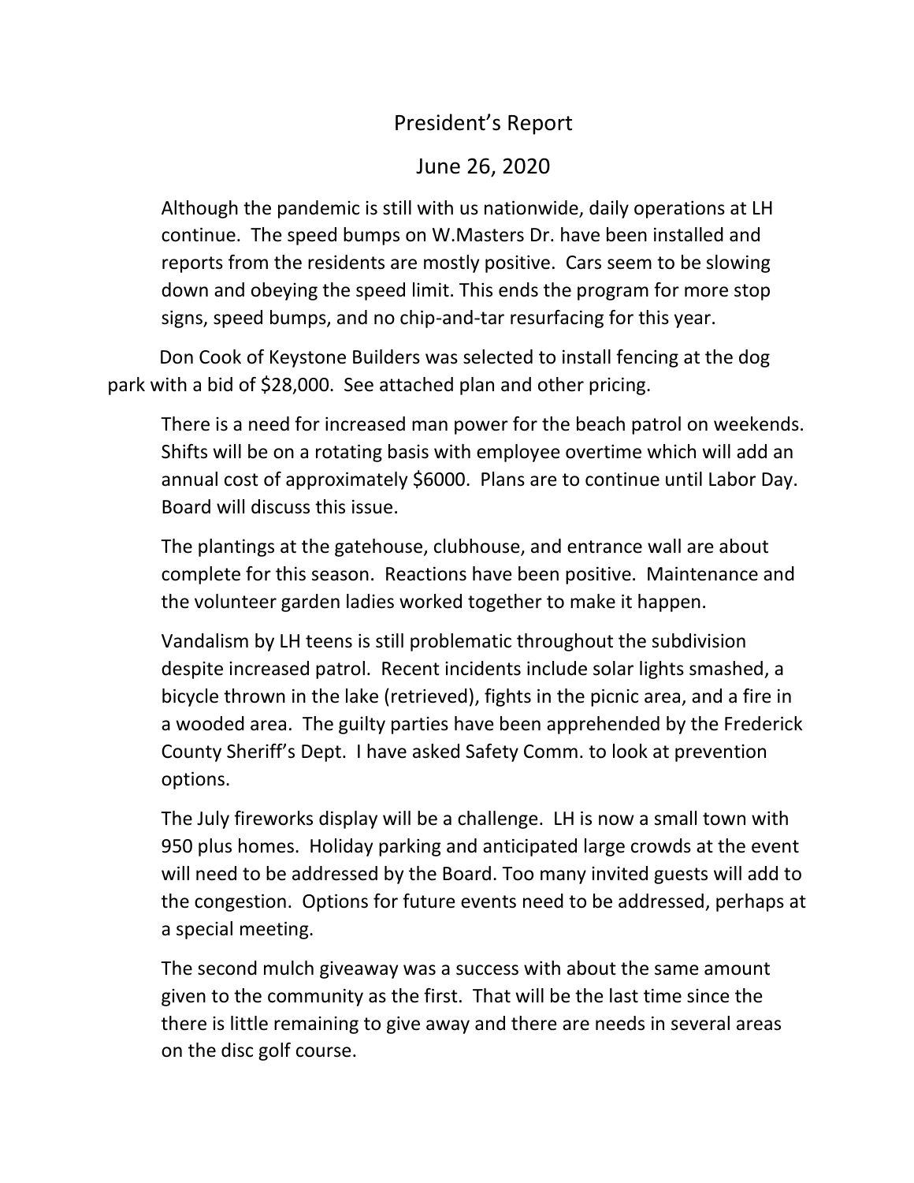# President's Report

## June 26, 2020

Although the pandemic is still with us nationwide, daily operations at LH continue. The speed bumps on W.Masters Dr. have been installed and reports from the residents are mostly positive. Cars seem to be slowing down and obeying the speed limit. This ends the program for more stop signs, speed bumps, and no chip-and-tar resurfacing for this year.

Don Cook of Keystone Builders was selected to install fencing at the dog park with a bid of $28,000. See attached plan and other pricing.

There is a need for increased man power for the beach patrol on weekends. Shifts will be on a rotating basis with employee overtime which will add an annual cost of approximately $6000. Plans are to continue until Labor Day. Board will discuss this issue.

The plantings at the gatehouse, clubhouse, and entrance wall are about complete for this season. Reactions have been positive. Maintenance and the volunteer garden ladies worked together to make it happen.

Vandalism by LH teens is still problematic throughout the subdivision despite increased patrol. Recent incidents include solar lights smashed, a bicycle thrown in the lake (retrieved), fights in the picnic area, and a fire in a wooded area. The guilty parties have been apprehended by the Frederick County Sheriff's Dept. I have asked Safety Comm. to look at prevention options.

The July fireworks display will be a challenge. LH is now a small town with 950 plus homes. Holiday parking and anticipated large crowds at the event will need to be addressed by the Board. Too many invited guests will add to the congestion. Options for future events need to be addressed, perhaps at a special meeting.

The second mulch giveaway was a success with about the same amount given to the community as the first. That will be the last time since the there is little remaining to give away and there are needs in several areas on the disc golf course.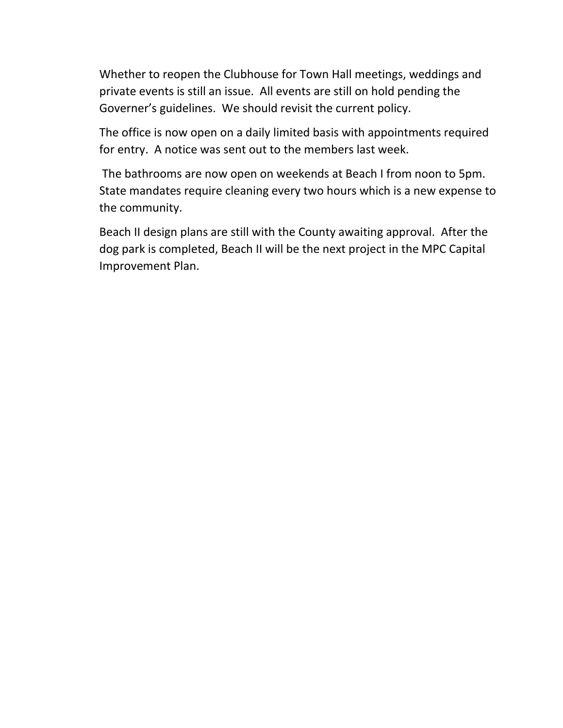Whether to reopen the Clubhouse for Town Hall meetings, weddings and private events is still an issue. All events are still on hold pending the Governer's guidelines. We should revisit the current policy.

The office is now open on a daily limited basis with appointments required for entry. A notice was sent out to the members last week.

The bathrooms are now open on weekends at Beach I from noon to 5pm. State mandates require cleaning every two hours which is a new expense to the community.

Beach II design plans are still with the County awaiting approval. After the dog park is completed, Beach II will be the next project in the MPC Capital Improvement Plan.